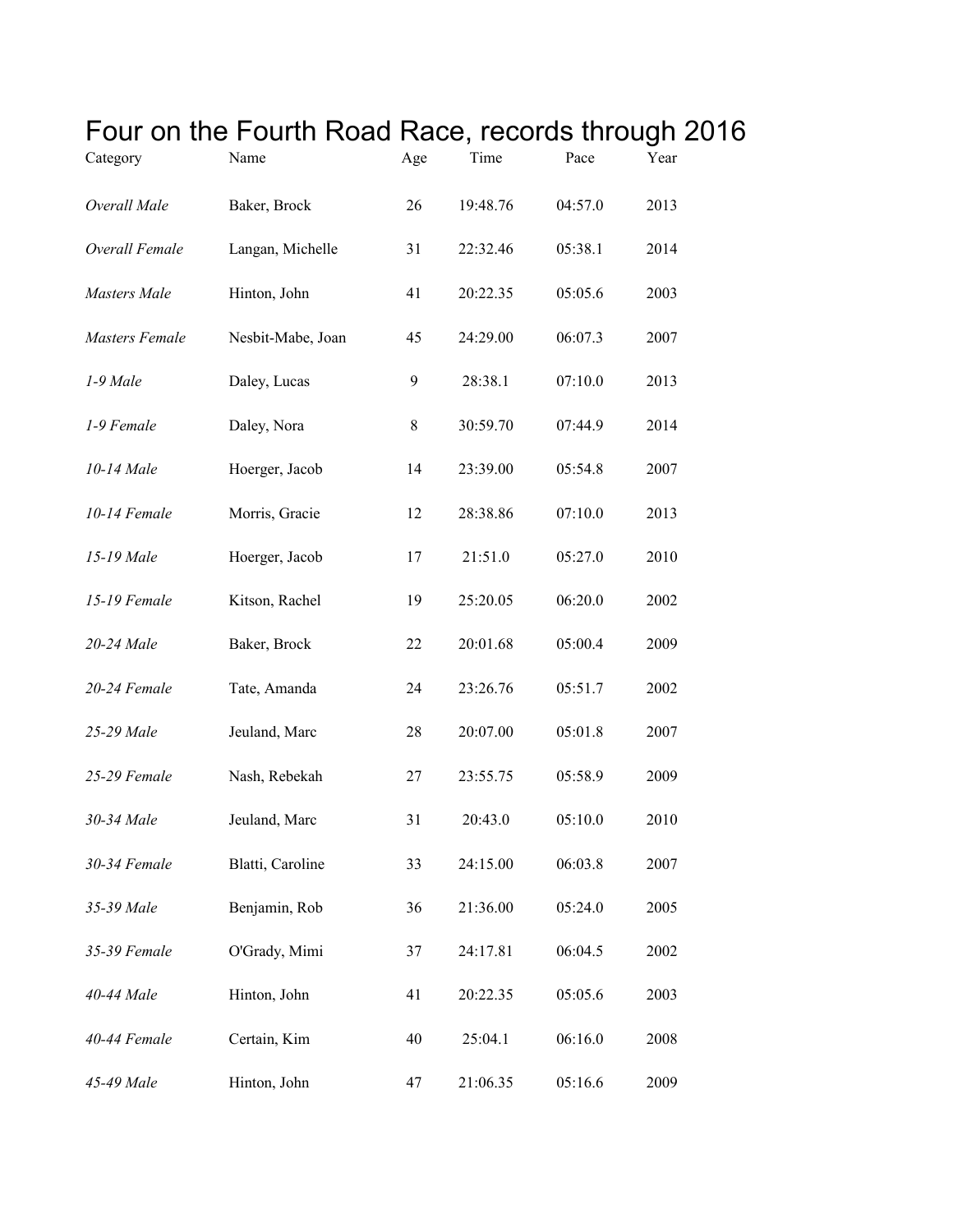# Four on the Fourth Road Race, records through 2016

| Category | Name | Age | Time | Pace | Year |
|---|---|---|---|---|---|
| *Overall Male* | Baker, Brock | 26 | 19:48.76 | 04:57.0 | 2013 |
| *Overall Female* | Langan, Michelle | 31 | 22:32.46 | 05:38.1 | 2014 |
| *Masters Male* | Hinton, John | 41 | 20:22.35 | 05:05.6 | 2003 |
| *Masters Female* | Nesbit-Mabe, Joan | 45 | 24:29.00 | 06:07.3 | 2007 |
| *1-9 Male* | Daley, Lucas | 9 | 28:38.1 | 07:10.0 | 2013 |
| *1-9 Female* | Daley, Nora | 8 | 30:59.70 | 07:44.9 | 2014 |
| *10-14 Male* | Hoerger, Jacob | 14 | 23:39.00 | 05:54.8 | 2007 |
| *10-14 Female* | Morris, Gracie | 12 | 28:38.86 | 07:10.0 | 2013 |
| *15-19 Male* | Hoerger, Jacob | 17 | 21:51.0 | 05:27.0 | 2010 |
| *15-19 Female* | Kitson, Rachel | 19 | 25:20.05 | 06:20.0 | 2002 |
| *20-24 Male* | Baker, Brock | 22 | 20:01.68 | 05:00.4 | 2009 |
| *20-24 Female* | Tate, Amanda | 24 | 23:26.76 | 05:51.7 | 2002 |
| *25-29 Male* | Jeuland, Marc | 28 | 20:07.00 | 05:01.8 | 2007 |
| *25-29 Female* | Nash, Rebekah | 27 | 23:55.75 | 05:58.9 | 2009 |
| *30-34 Male* | Jeuland, Marc | 31 | 20:43.0 | 05:10.0 | 2010 |
| *30-34 Female* | Blatti, Caroline | 33 | 24:15.00 | 06:03.8 | 2007 |
| *35-39 Male* | Benjamin, Rob | 36 | 21:36.00 | 05:24.0 | 2005 |
| *35-39 Female* | O'Grady, Mimi | 37 | 24:17.81 | 06:04.5 | 2002 |
| *40-44 Male* | Hinton, John | 41 | 20:22.35 | 05:05.6 | 2003 |
| *40-44 Female* | Certain, Kim | 40 | 25:04.1 | 06:16.0 | 2008 |
| *45-49 Male* | Hinton, John | 47 | 21:06.35 | 05:16.6 | 2009 |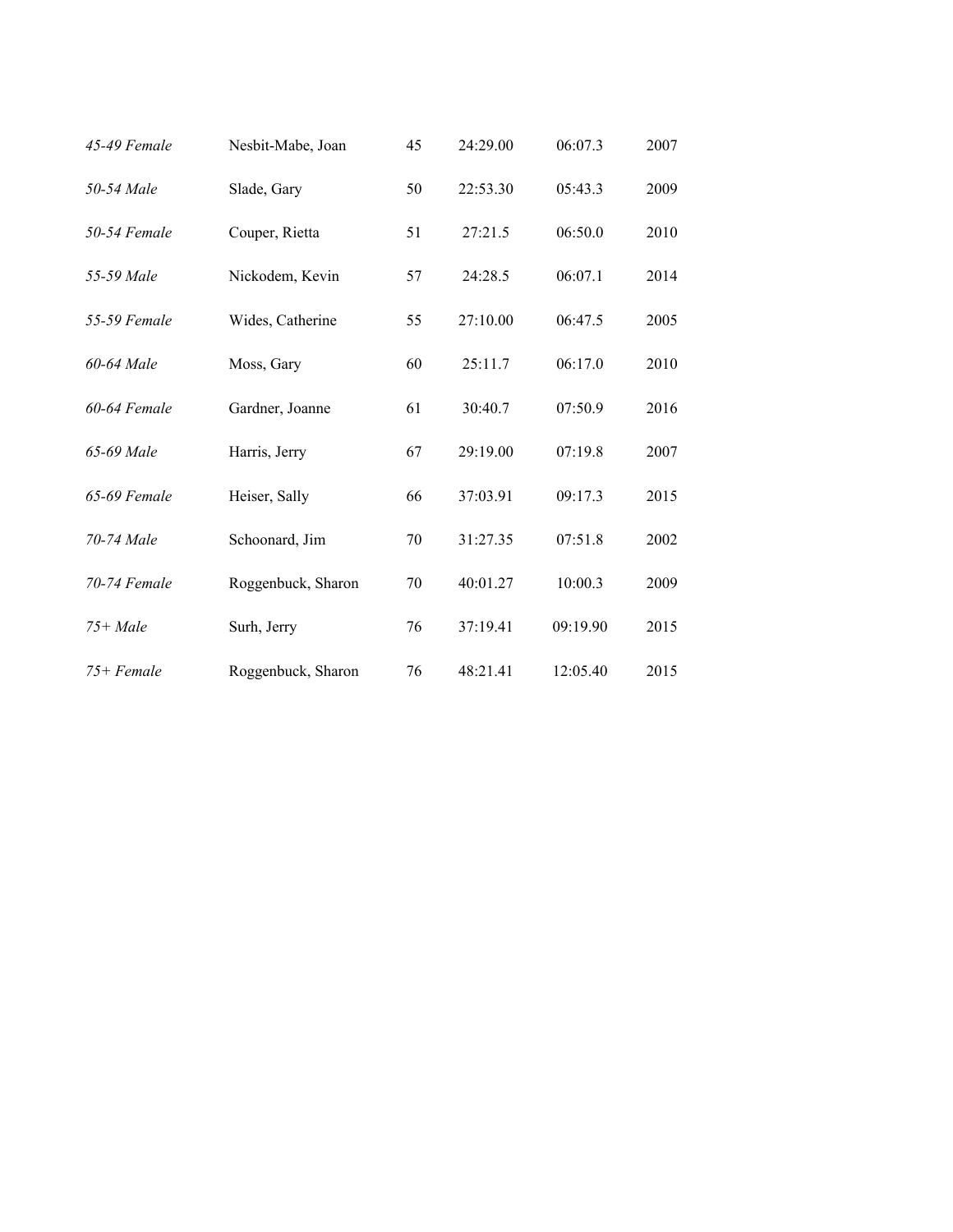| | | | | | |
|---|---|---|---|---|---|
| *45-49 Female* | Nesbit-Mabe, Joan | 45 | 24:29.00 | 06:07.3 | 2007 |
| *50-54 Male* | Slade, Gary | 50 | 22:53.30 | 05:43.3 | 2009 |
| *50-54 Female* | Couper, Rietta | 51 | 27:21.5 | 06:50.0 | 2010 |
| *55-59 Male* | Nickodem, Kevin | 57 | 24:28.5 | 06:07.1 | 2014 |
| *55-59 Female* | Wides, Catherine | 55 | 27:10.00 | 06:47.5 | 2005 |
| *60-64 Male* | Moss, Gary | 60 | 25:11.7 | 06:17.0 | 2010 |
| *60-64 Female* | Gardner, Joanne | 61 | 30:40.7 | 07:50.9 | 2016 |
| *65-69 Male* | Harris, Jerry | 67 | 29:19.00 | 07:19.8 | 2007 |
| *65-69 Female* | Heiser, Sally | 66 | 37:03.91 | 09:17.3 | 2015 |
| *70-74 Male* | Schoonard, Jim | 70 | 31:27.35 | 07:51.8 | 2002 |
| *70-74 Female* | Roggenbuck, Sharon | 70 | 40:01.27 | 10:00.3 | 2009 |
| *75+ Male* | Surh, Jerry | 76 | 37:19.41 | 09:19.90 | 2015 |
| *75+ Female* | Roggenbuck, Sharon | 76 | 48:21.41 | 12:05.40 | 2015 |